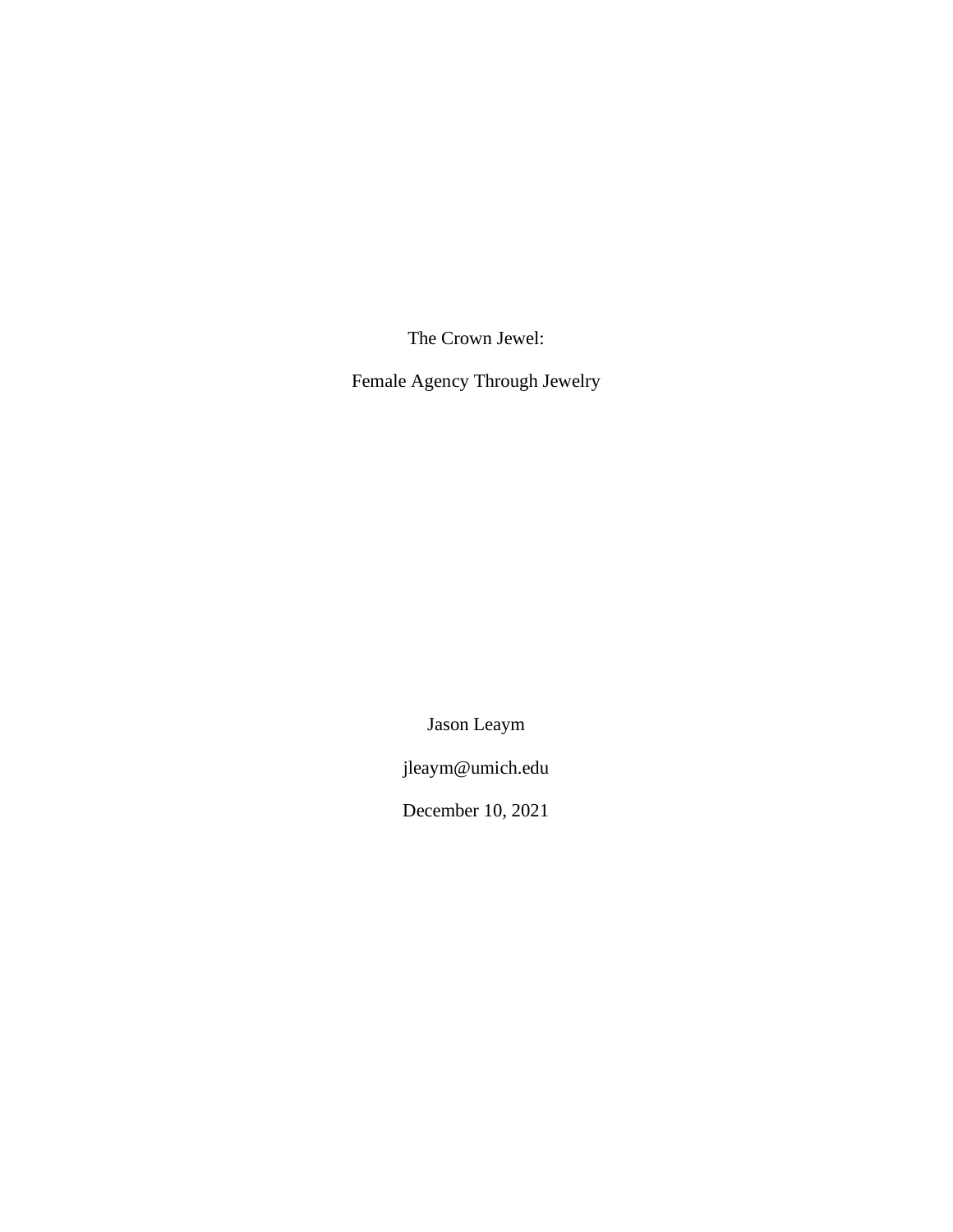# The Crown Jewel:

# Female Agency Through Jewelry

Jason Leaym

jleaym@umich.edu

December 10, 2021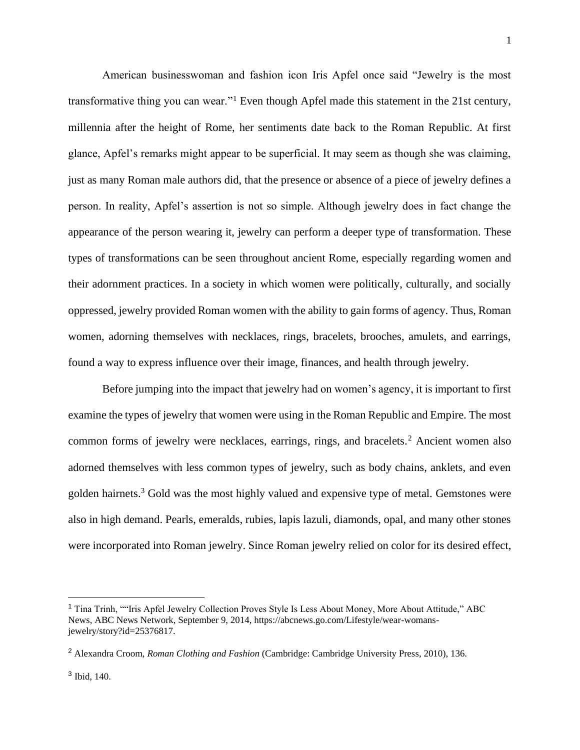American businesswoman and fashion icon Iris Apfel once said "Jewelry is the most transformative thing you can wear."[1] Even though Apfel made this statement in the 21st century, millennia after the height of Rome, her sentiments date back to the Roman Republic. At first glance, Apfel's remarks might appear to be superficial. It may seem as though she was claiming, just as many Roman male authors did, that the presence or absence of a piece of jewelry defines a person. In reality, Apfel's assertion is not so simple. Although jewelry does in fact change the appearance of the person wearing it, jewelry can perform a deeper type of transformation. These types of transformations can be seen throughout ancient Rome, especially regarding women and their adornment practices. In a society in which women were politically, culturally, and socially oppressed, jewelry provided Roman women with the ability to gain forms of agency. Thus, Roman women, adorning themselves with necklaces, rings, bracelets, brooches, amulets, and earrings, found a way to express influence over their image, finances, and health through jewelry.

Before jumping into the impact that jewelry had on women's agency, it is important to first examine the types of jewelry that women were using in the Roman Republic and Empire. The most common forms of jewelry were necklaces, earrings, rings, and bracelets.[2] Ancient women also adorned themselves with less common types of jewelry, such as body chains, anklets, and even golden hairnets.[3] Gold was the most highly valued and expensive type of metal. Gemstones were also in high demand. Pearls, emeralds, rubies, lapis lazuli, diamonds, opal, and many other stones were incorporated into Roman jewelry. Since Roman jewelry relied on color for its desired effect,

---

[1] Tina Trinh, ""Iris Apfel Jewelry Collection Proves Style Is Less About Money, More About Attitude," ABC News, ABC News Network, September 9, 2014, https://abcnews.go.com/Lifestyle/wear-womans-jewelry/story?id=25376817.

[2] Alexandra Croom, *Roman Clothing and Fashion* (Cambridge: Cambridge University Press, 2010), 136.

[3] Ibid, 140.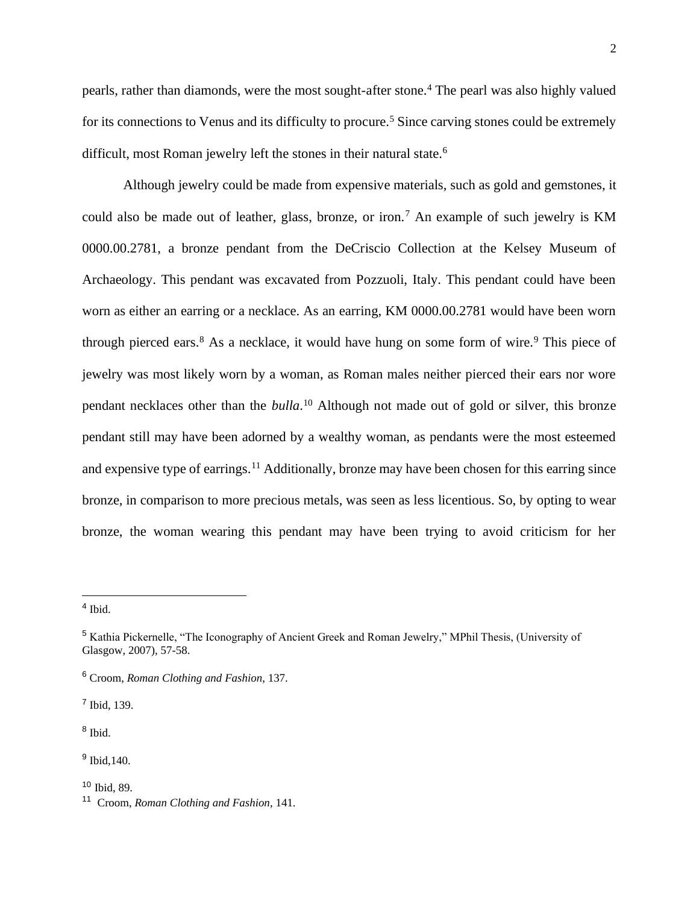pearls, rather than diamonds, were the most sought-after stone.[4] The pearl was also highly valued for its connections to Venus and its difficulty to procure.[5] Since carving stones could be extremely difficult, most Roman jewelry left the stones in their natural state.[6]

Although jewelry could be made from expensive materials, such as gold and gemstones, it could also be made out of leather, glass, bronze, or iron.[7] An example of such jewelry is KM 0000.00.2781, a bronze pendant from the DeCriscio Collection at the Kelsey Museum of Archaeology. This pendant was excavated from Pozzuoli, Italy. This pendant could have been worn as either an earring or a necklace. As an earring, KM 0000.00.2781 would have been worn through pierced ears.[8] As a necklace, it would have hung on some form of wire.[9] This piece of jewelry was most likely worn by a woman, as Roman males neither pierced their ears nor wore pendant necklaces other than the *bulla*.[10] Although not made out of gold or silver, this bronze pendant still may have been adorned by a wealthy woman, as pendants were the most esteemed and expensive type of earrings.[11] Additionally, bronze may have been chosen for this earring since bronze, in comparison to more precious metals, was seen as less licentious. So, by opting to wear bronze, the woman wearing this pendant may have been trying to avoid criticism for her

---

[4] Ibid.

[5] Kathia Pickernelle, "The Iconography of Ancient Greek and Roman Jewelry," MPhil Thesis, (University of Glasgow, 2007), 57-58.

[6] Croom, *Roman Clothing and Fashion*, 137.

[7] Ibid, 139.

[8] Ibid.

[9] Ibid,140.

[10] Ibid, 89.

[11] Croom, *Roman Clothing and Fashion*, 141.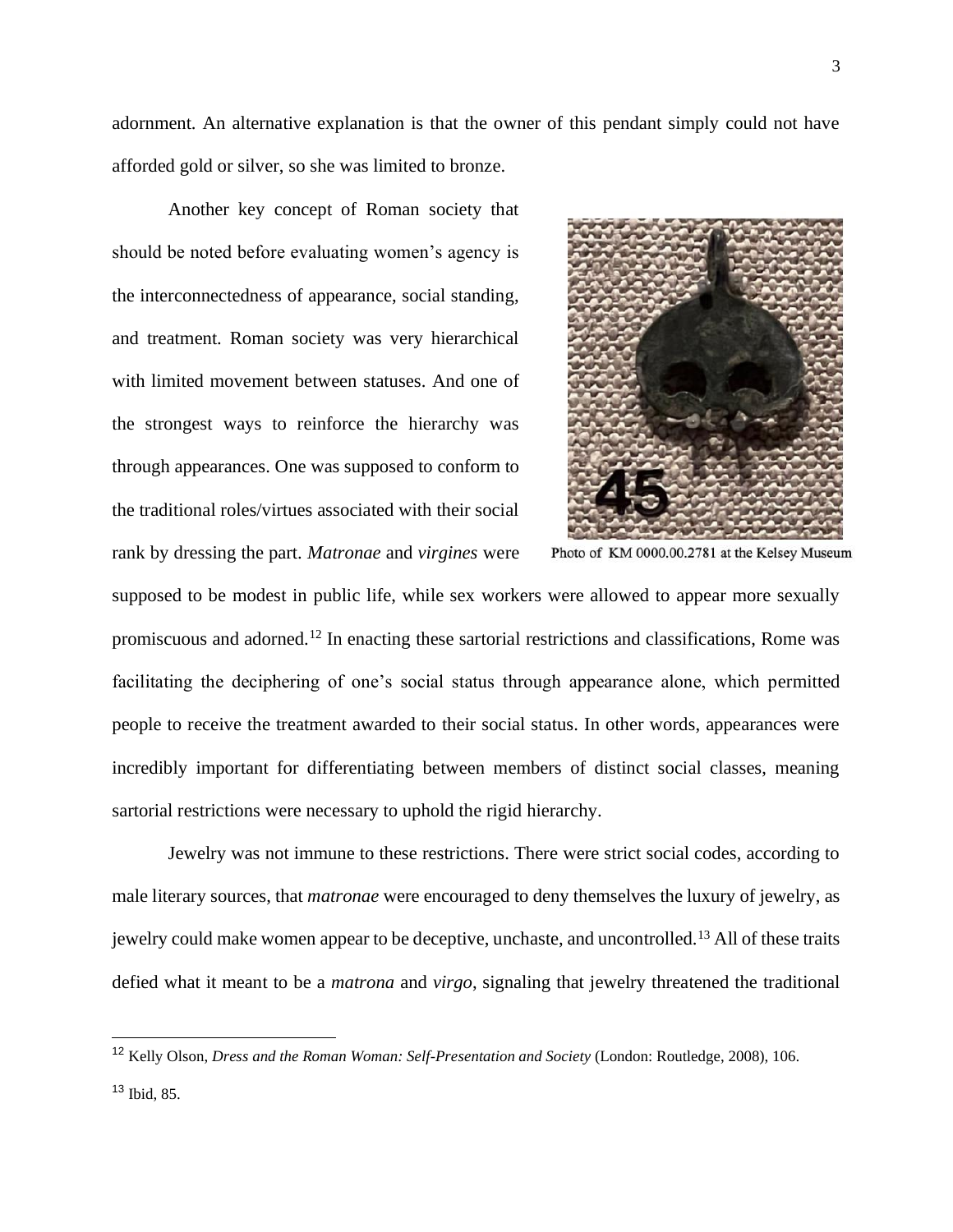adornment. An alternative explanation is that the owner of this pendant simply could not have afforded gold or silver, so she was limited to bronze.

Another key concept of Roman society that should be noted before evaluating women's agency is the interconnectedness of appearance, social standing, and treatment. Roman society was very hierarchical with limited movement between statuses. And one of the strongest ways to reinforce the hierarchy was through appearances. One was supposed to conform to the traditional roles/virtues associated with their social rank by dressing the part. *Matronae* and *virgines* were supposed to be modest in public life, while sex workers were allowed to appear more sexually promiscuous and adorned.[12] In enacting these sartorial restrictions and classifications, Rome was facilitating the deciphering of one's social status through appearance alone, which permitted people to receive the treatment awarded to their social status. In other words, appearances were incredibly important for differentiating between members of distinct social classes, meaning sartorial restrictions were necessary to uphold the rigid hierarchy.

Photo of KM 0000.00.2781 at the Kelsey Museum

Jewelry was not immune to these restrictions. There were strict social codes, according to male literary sources, that *matronae* were encouraged to deny themselves the luxury of jewelry, as jewelry could make women appear to be deceptive, unchaste, and uncontrolled.[13] All of these traits defied what it meant to be a *matrona* and *virgo*, signaling that jewelry threatened the traditional

---

[12] Kelly Olson, *Dress and the Roman Woman: Self-Presentation and Society* (London: Routledge, 2008), 106.

[13] Ibid, 85.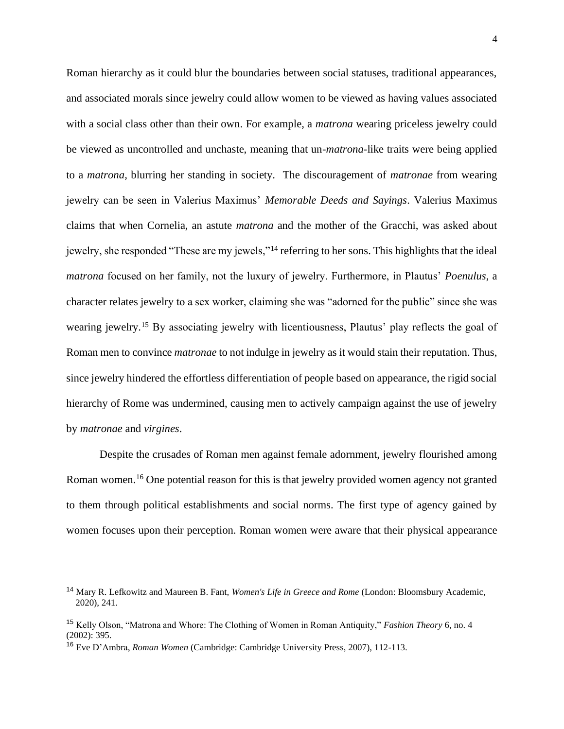Roman hierarchy as it could blur the boundaries between social statuses, traditional appearances, and associated morals since jewelry could allow women to be viewed as having values associated with a social class other than their own. For example, a *matrona* wearing priceless jewelry could be viewed as uncontrolled and unchaste, meaning that un-*matrona*-like traits were being applied to a *matrona*, blurring her standing in society. The discouragement of *matronae* from wearing jewelry can be seen in Valerius Maximus' *Memorable Deeds and Sayings*. Valerius Maximus claims that when Cornelia, an astute *matrona* and the mother of the Gracchi, was asked about jewelry, she responded "These are my jewels,"[14] referring to her sons. This highlights that the ideal *matrona* focused on her family, not the luxury of jewelry. Furthermore, in Plautus' *Poenulus*, a character relates jewelry to a sex worker, claiming she was "adorned for the public" since she was wearing jewelry.[15] By associating jewelry with licentiousness, Plautus' play reflects the goal of Roman men to convince *matronae* to not indulge in jewelry as it would stain their reputation. Thus, since jewelry hindered the effortless differentiation of people based on appearance, the rigid social hierarchy of Rome was undermined, causing men to actively campaign against the use of jewelry by *matronae* and *virgines*.

Despite the crusades of Roman men against female adornment, jewelry flourished among Roman women.[16] One potential reason for this is that jewelry provided women agency not granted to them through political establishments and social norms. The first type of agency gained by women focuses upon their perception. Roman women were aware that their physical appearance

---

[14] Mary R. Lefkowitz and Maureen B. Fant, *Women's Life in Greece and Rome* (London: Bloomsbury Academic, 2020), 241.

[15] Kelly Olson, "Matrona and Whore: The Clothing of Women in Roman Antiquity," *Fashion Theory* 6, no. 4 (2002): 395.

[16] Eve D'Ambra, *Roman Women* (Cambridge: Cambridge University Press, 2007), 112-113.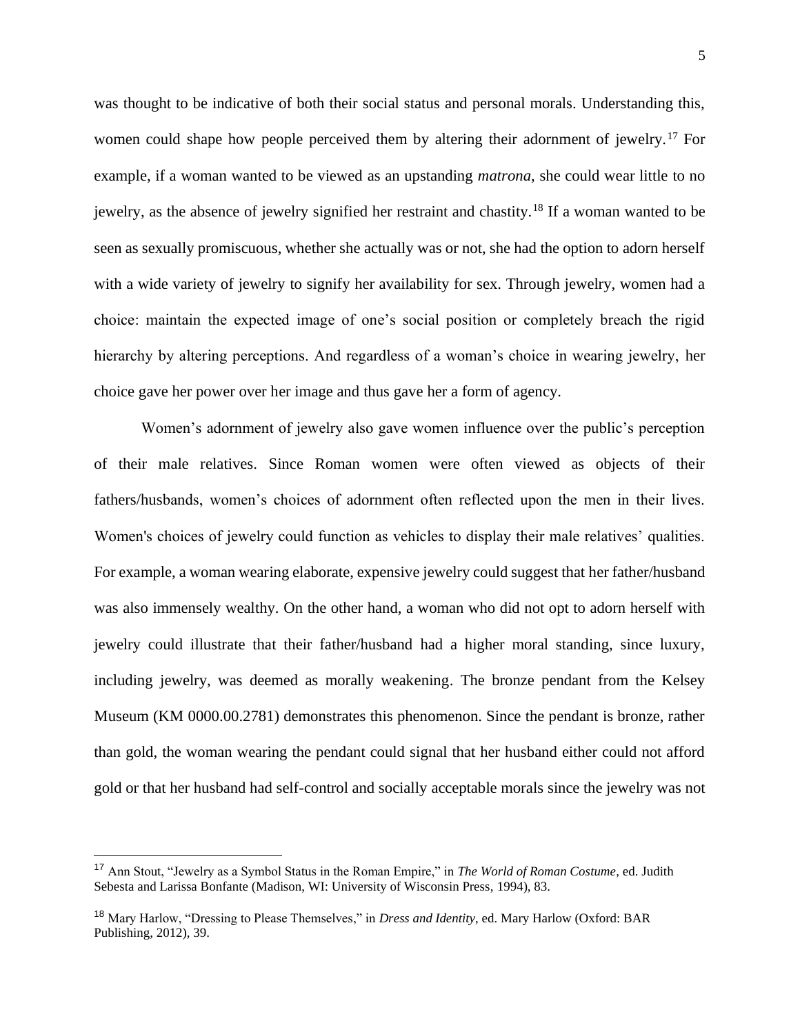was thought to be indicative of both their social status and personal morals. Understanding this, women could shape how people perceived them by altering their adornment of jewelry.[17] For example, if a woman wanted to be viewed as an upstanding *matrona*, she could wear little to no jewelry, as the absence of jewelry signified her restraint and chastity.[18] If a woman wanted to be seen as sexually promiscuous, whether she actually was or not, she had the option to adorn herself with a wide variety of jewelry to signify her availability for sex. Through jewelry, women had a choice: maintain the expected image of one's social position or completely breach the rigid hierarchy by altering perceptions. And regardless of a woman's choice in wearing jewelry, her choice gave her power over her image and thus gave her a form of agency.

Women's adornment of jewelry also gave women influence over the public's perception of their male relatives. Since Roman women were often viewed as objects of their fathers/husbands, women's choices of adornment often reflected upon the men in their lives. Women's choices of jewelry could function as vehicles to display their male relatives' qualities. For example, a woman wearing elaborate, expensive jewelry could suggest that her father/husband was also immensely wealthy. On the other hand, a woman who did not opt to adorn herself with jewelry could illustrate that their father/husband had a higher moral standing, since luxury, including jewelry, was deemed as morally weakening. The bronze pendant from the Kelsey Museum (KM 0000.00.2781) demonstrates this phenomenon. Since the pendant is bronze, rather than gold, the woman wearing the pendant could signal that her husband either could not afford gold or that her husband had self-control and socially acceptable morals since the jewelry was not

---

[17] Ann Stout, "Jewelry as a Symbol Status in the Roman Empire," in *The World of Roman Costume*, ed. Judith Sebesta and Larissa Bonfante (Madison, WI: University of Wisconsin Press, 1994), 83.

[18] Mary Harlow, "Dressing to Please Themselves," in *Dress and Identity*, ed. Mary Harlow (Oxford: BAR Publishing, 2012), 39.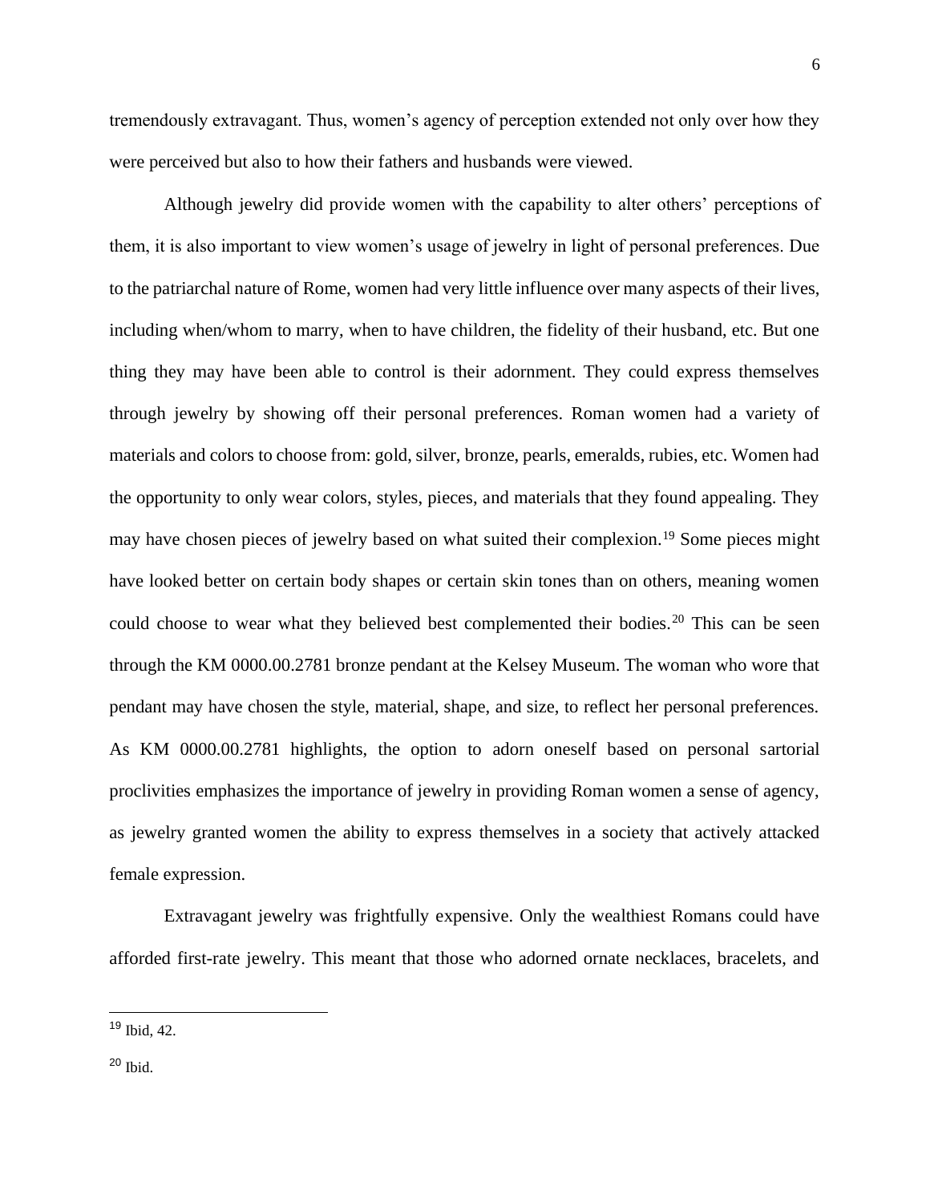tremendously extravagant. Thus, women's agency of perception extended not only over how they were perceived but also to how their fathers and husbands were viewed.

Although jewelry did provide women with the capability to alter others' perceptions of them, it is also important to view women's usage of jewelry in light of personal preferences. Due to the patriarchal nature of Rome, women had very little influence over many aspects of their lives, including when/whom to marry, when to have children, the fidelity of their husband, etc. But one thing they may have been able to control is their adornment. They could express themselves through jewelry by showing off their personal preferences. Roman women had a variety of materials and colors to choose from: gold, silver, bronze, pearls, emeralds, rubies, etc. Women had the opportunity to only wear colors, styles, pieces, and materials that they found appealing. They may have chosen pieces of jewelry based on what suited their complexion.[19] Some pieces might have looked better on certain body shapes or certain skin tones than on others, meaning women could choose to wear what they believed best complemented their bodies.[20] This can be seen through the KM 0000.00.2781 bronze pendant at the Kelsey Museum. The woman who wore that pendant may have chosen the style, material, shape, and size, to reflect her personal preferences. As KM 0000.00.2781 highlights, the option to adorn oneself based on personal sartorial proclivities emphasizes the importance of jewelry in providing Roman women a sense of agency, as jewelry granted women the ability to express themselves in a society that actively attacked female expression.

Extravagant jewelry was frightfully expensive. Only the wealthiest Romans could have afforded first-rate jewelry. This meant that those who adorned ornate necklaces, bracelets, and

---

[19] Ibid, 42.

[20] Ibid.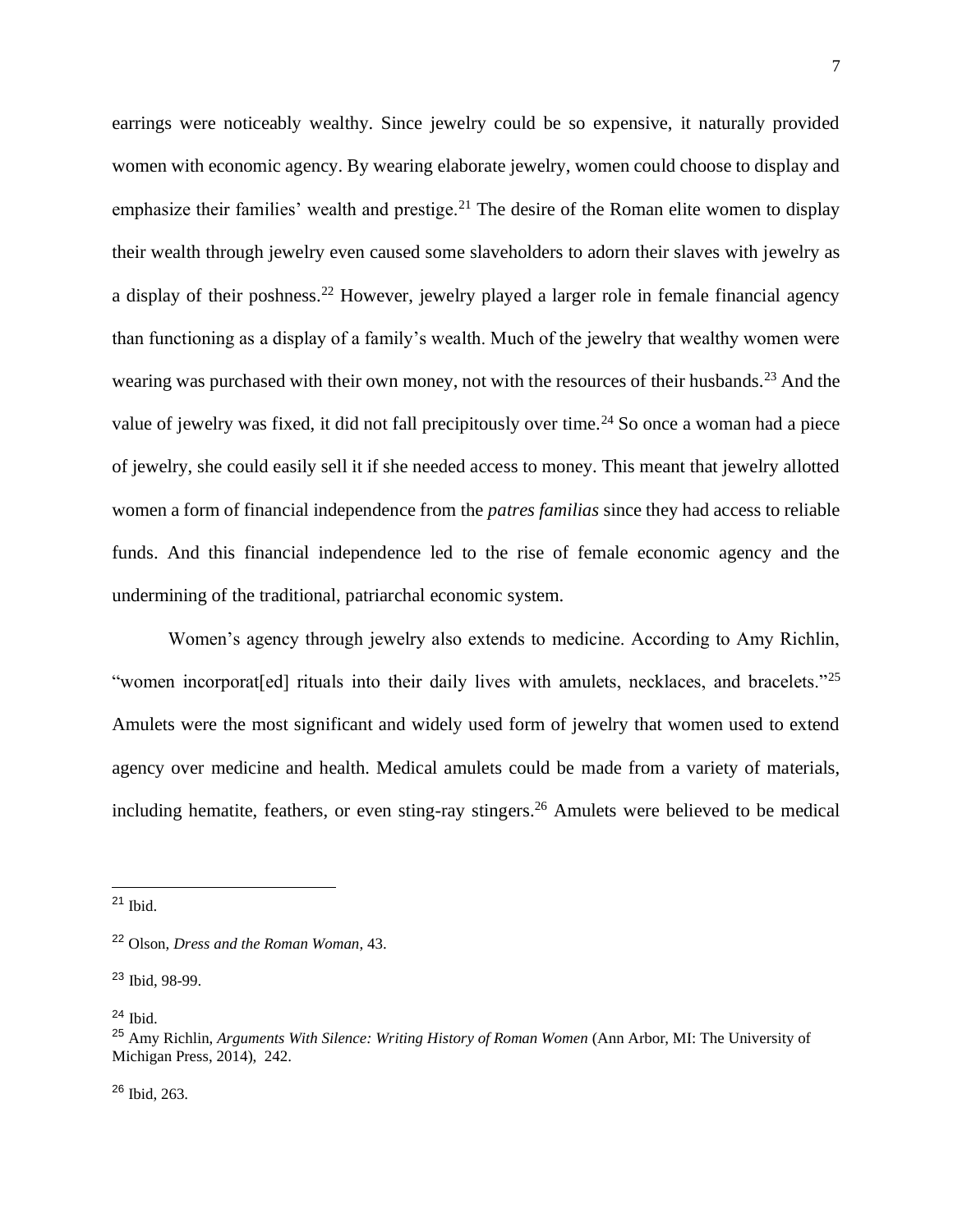earrings were noticeably wealthy. Since jewelry could be so expensive, it naturally provided women with economic agency. By wearing elaborate jewelry, women could choose to display and emphasize their families' wealth and prestige.[21] The desire of the Roman elite women to display their wealth through jewelry even caused some slaveholders to adorn their slaves with jewelry as a display of their poshness.[22] However, jewelry played a larger role in female financial agency than functioning as a display of a family's wealth. Much of the jewelry that wealthy women were wearing was purchased with their own money, not with the resources of their husbands.[23] And the value of jewelry was fixed, it did not fall precipitously over time.[24] So once a woman had a piece of jewelry, she could easily sell it if she needed access to money. This meant that jewelry allotted women a form of financial independence from the *patres familias* since they had access to reliable funds. And this financial independence led to the rise of female economic agency and the undermining of the traditional, patriarchal economic system.

Women's agency through jewelry also extends to medicine. According to Amy Richlin, "women incorporat[ed] rituals into their daily lives with amulets, necklaces, and bracelets."[25] Amulets were the most significant and widely used form of jewelry that women used to extend agency over medicine and health. Medical amulets could be made from a variety of materials, including hematite, feathers, or even sting-ray stingers.[26] Amulets were believed to be medical

---

[21] Ibid.

[22] Olson, *Dress and the Roman Woman,* 43.

[23] Ibid, 98-99.

[24] Ibid.

[25] Amy Richlin, *Arguments With Silence: Writing History of Roman Women* (Ann Arbor, MI: The University of Michigan Press, 2014), 242.

[26] Ibid, 263.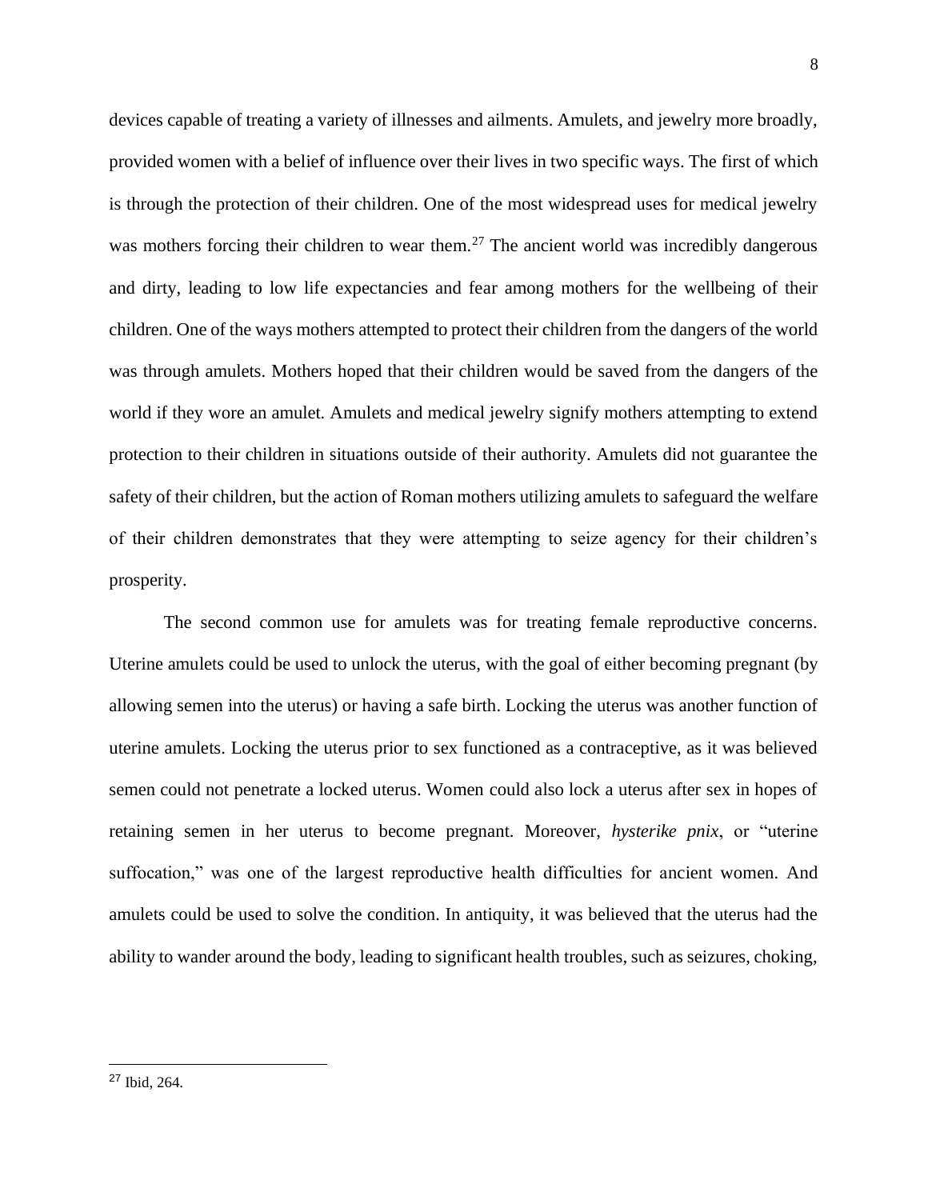devices capable of treating a variety of illnesses and ailments. Amulets, and jewelry more broadly, provided women with a belief of influence over their lives in two specific ways. The first of which is through the protection of their children. One of the most widespread uses for medical jewelry was mothers forcing their children to wear them.[27] The ancient world was incredibly dangerous and dirty, leading to low life expectancies and fear among mothers for the wellbeing of their children. One of the ways mothers attempted to protect their children from the dangers of the world was through amulets. Mothers hoped that their children would be saved from the dangers of the world if they wore an amulet. Amulets and medical jewelry signify mothers attempting to extend protection to their children in situations outside of their authority. Amulets did not guarantee the safety of their children, but the action of Roman mothers utilizing amulets to safeguard the welfare of their children demonstrates that they were attempting to seize agency for their children's prosperity.

The second common use for amulets was for treating female reproductive concerns. Uterine amulets could be used to unlock the uterus, with the goal of either becoming pregnant (by allowing semen into the uterus) or having a safe birth. Locking the uterus was another function of uterine amulets. Locking the uterus prior to sex functioned as a contraceptive, as it was believed semen could not penetrate a locked uterus. Women could also lock a uterus after sex in hopes of retaining semen in her uterus to become pregnant. Moreover, *hysterike pnix*, or "uterine suffocation," was one of the largest reproductive health difficulties for ancient women. And amulets could be used to solve the condition. In antiquity, it was believed that the uterus had the ability to wander around the body, leading to significant health troubles, such as seizures, choking,

[27] Ibid, 264.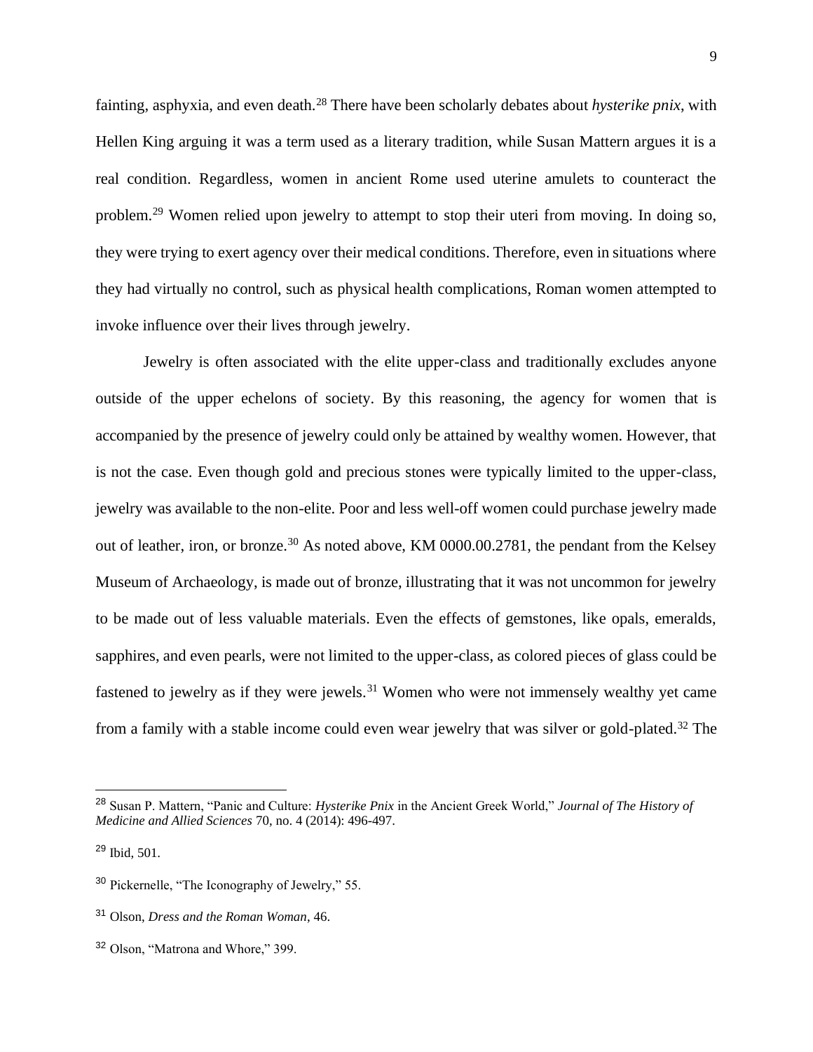fainting, asphyxia, and even death.[28] There have been scholarly debates about *hysterike pnix*, with Hellen King arguing it was a term used as a literary tradition, while Susan Mattern argues it is a real condition. Regardless, women in ancient Rome used uterine amulets to counteract the problem.[29] Women relied upon jewelry to attempt to stop their uteri from moving. In doing so, they were trying to exert agency over their medical conditions. Therefore, even in situations where they had virtually no control, such as physical health complications, Roman women attempted to invoke influence over their lives through jewelry.

Jewelry is often associated with the elite upper-class and traditionally excludes anyone outside of the upper echelons of society. By this reasoning, the agency for women that is accompanied by the presence of jewelry could only be attained by wealthy women. However, that is not the case. Even though gold and precious stones were typically limited to the upper-class, jewelry was available to the non-elite. Poor and less well-off women could purchase jewelry made out of leather, iron, or bronze.[30] As noted above, KM 0000.00.2781, the pendant from the Kelsey Museum of Archaeology, is made out of bronze, illustrating that it was not uncommon for jewelry to be made out of less valuable materials. Even the effects of gemstones, like opals, emeralds, sapphires, and even pearls, were not limited to the upper-class, as colored pieces of glass could be fastened to jewelry as if they were jewels.[31] Women who were not immensely wealthy yet came from a family with a stable income could even wear jewelry that was silver or gold-plated.[32] The

---

[28] Susan P. Mattern, "Panic and Culture: *Hysterike Pnix* in the Ancient Greek World," *Journal of The History of Medicine and Allied Sciences* 70, no. 4 (2014): 496-497.

[29] Ibid, 501.

[30] Pickernelle, "The Iconography of Jewelry," 55.

[31] Olson, *Dress and the Roman Woman*, 46.

[32] Olson, "Matrona and Whore," 399.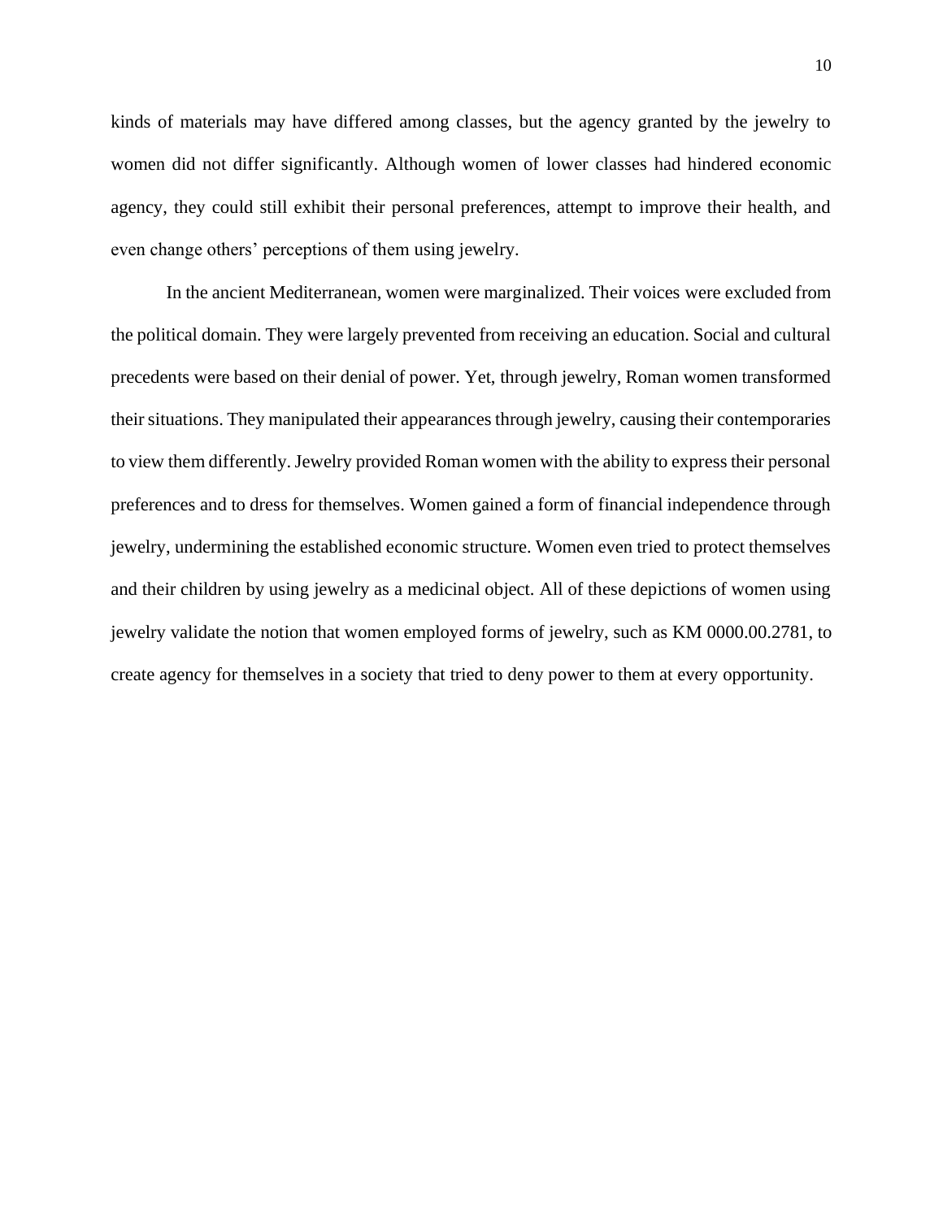kinds of materials may have differed among classes, but the agency granted by the jewelry to women did not differ significantly. Although women of lower classes had hindered economic agency, they could still exhibit their personal preferences, attempt to improve their health, and even change others' perceptions of them using jewelry.

In the ancient Mediterranean, women were marginalized. Their voices were excluded from the political domain. They were largely prevented from receiving an education. Social and cultural precedents were based on their denial of power. Yet, through jewelry, Roman women transformed their situations. They manipulated their appearances through jewelry, causing their contemporaries to view them differently. Jewelry provided Roman women with the ability to express their personal preferences and to dress for themselves. Women gained a form of financial independence through jewelry, undermining the established economic structure. Women even tried to protect themselves and their children by using jewelry as a medicinal object. All of these depictions of women using jewelry validate the notion that women employed forms of jewelry, such as KM 0000.00.2781, to create agency for themselves in a society that tried to deny power to them at every opportunity.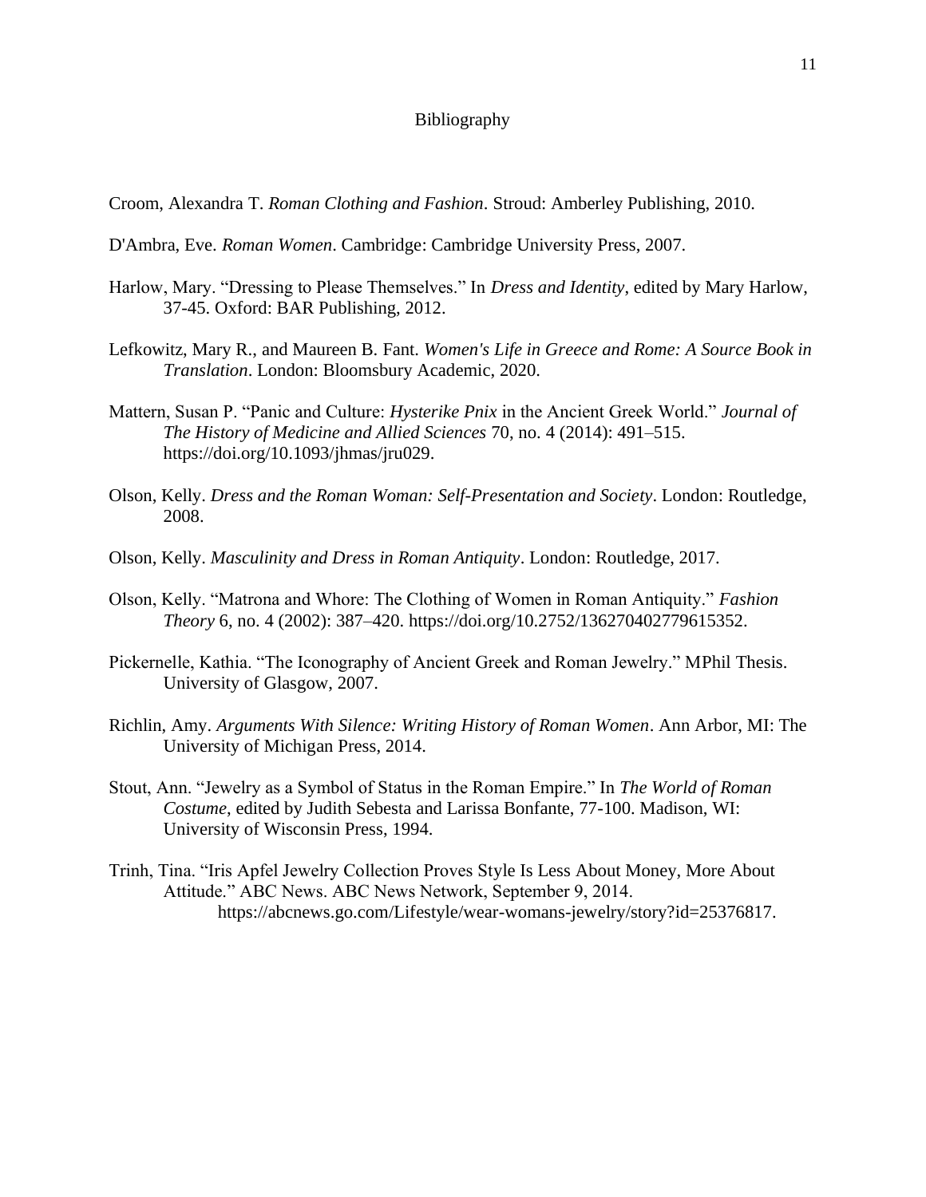# Bibliography

Croom, Alexandra T. *Roman Clothing and Fashion*. Stroud: Amberley Publishing, 2010.

D'Ambra, Eve. *Roman Women*. Cambridge: Cambridge University Press, 2007.

Harlow, Mary. "Dressing to Please Themselves." In *Dress and Identity*, edited by Mary Harlow, 37-45. Oxford: BAR Publishing, 2012.

Lefkowitz, Mary R., and Maureen B. Fant. *Women's Life in Greece and Rome: A Source Book in Translation*. London: Bloomsbury Academic, 2020.

Mattern, Susan P. "Panic and Culture: *Hysterike Pnix* in the Ancient Greek World." *Journal of The History of Medicine and Allied Sciences* 70, no. 4 (2014): 491–515. https://doi.org/10.1093/jhmas/jru029.

Olson, Kelly. *Dress and the Roman Woman: Self-Presentation and Society*. London: Routledge, 2008.

Olson, Kelly. *Masculinity and Dress in Roman Antiquity*. London: Routledge, 2017.

Olson, Kelly. "Matrona and Whore: The Clothing of Women in Roman Antiquity." *Fashion Theory* 6, no. 4 (2002): 387–420. https://doi.org/10.2752/136270402779615352.

Pickernelle, Kathia. "The Iconography of Ancient Greek and Roman Jewelry." MPhil Thesis. University of Glasgow, 2007.

Richlin, Amy. *Arguments With Silence: Writing History of Roman Women*. Ann Arbor, MI: The University of Michigan Press, 2014.

Stout, Ann. "Jewelry as a Symbol of Status in the Roman Empire." In *The World of Roman Costume*, edited by Judith Sebesta and Larissa Bonfante, 77-100. Madison, WI: University of Wisconsin Press, 1994.

Trinh, Tina. "Iris Apfel Jewelry Collection Proves Style Is Less About Money, More About Attitude." ABC News. ABC News Network, September 9, 2014. https://abcnews.go.com/Lifestyle/wear-womans-jewelry/story?id=25376817.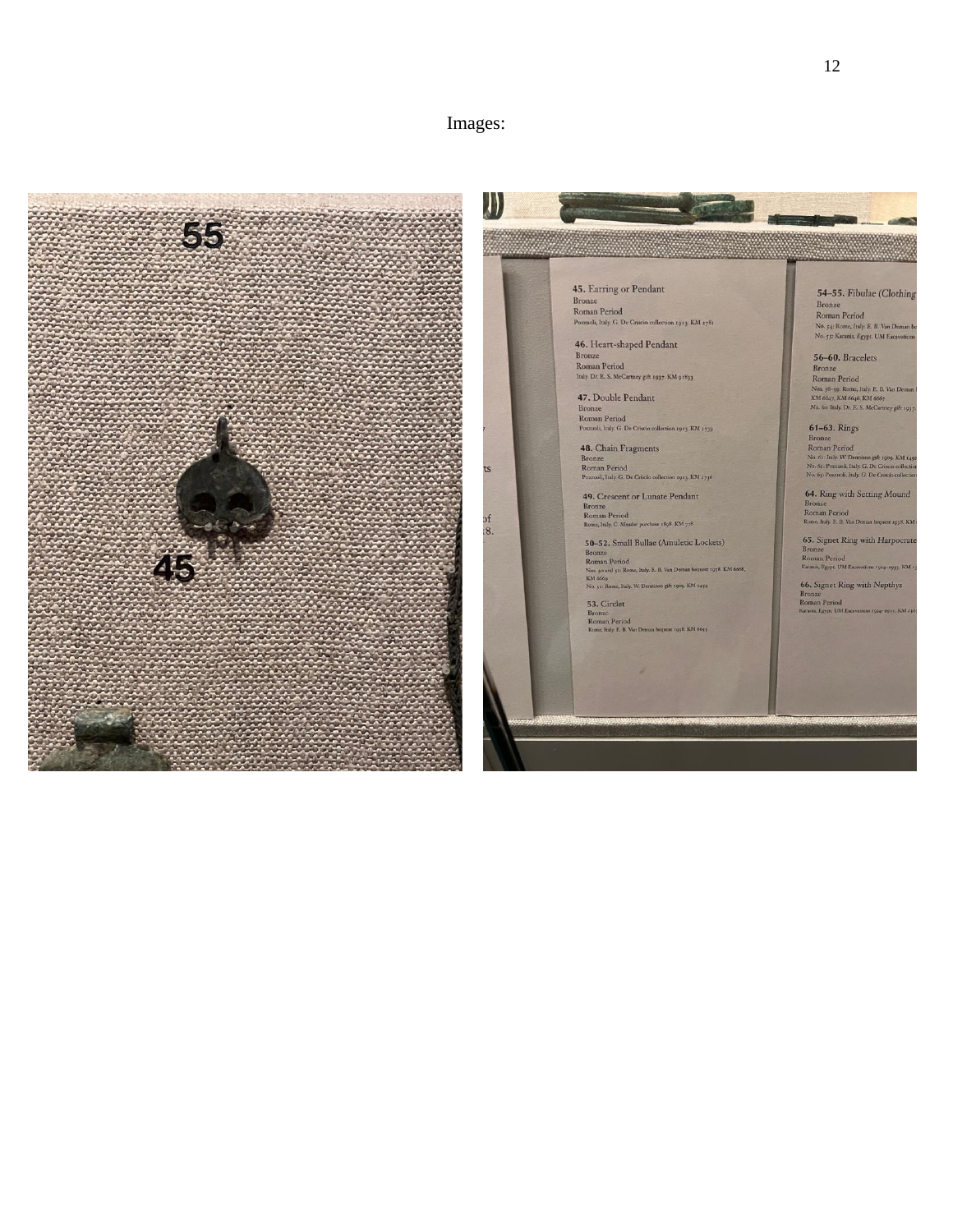Images: